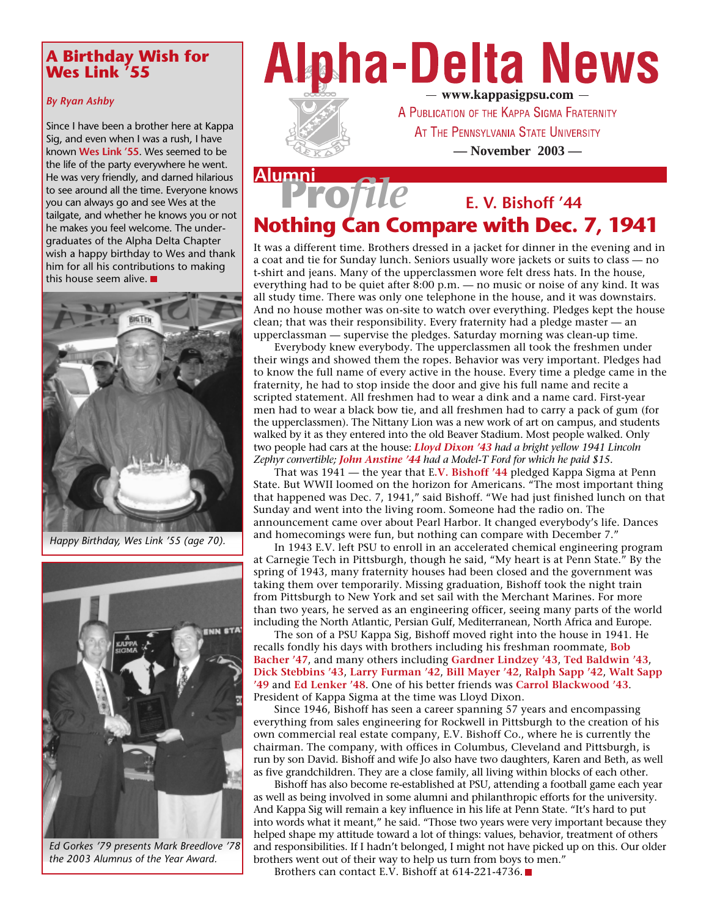# Alpha-Delta News

— www.kappasigpsu.com —

A Publication of the Kappa Sigma Fraternity

At The Pennsylvania State University

— November 2003 —

## A Birthday Wish for Wes Link '55

*By Ryan Ashby*

Since I have been a brother here at Kappa Sig, and even when I was a rush, I have known **Wes Link '55**. Wes seemed to be the life of the party everywhere he went. He was very friendly, and darned hilarious to see around all the time. Everyone knows you can always go and see Wes at the tailgate, and whether he knows you or not he makes you feel welcome. The undergraduates of the Alpha Delta Chapter wish a happy birthday to Wes and thank him for all his contributions to making this house seem alive. ■

*Happy Birthday, Wes Link '55 (age 70).*

*Ed Gorkes '79 presents Mark Breedlove '78 the 2003 Alumnus of the Year Award.*

## Alumni Profile

### E. V. Bishoff '44

## Nothing Can Compare with Dec. 7, 1941

It was a different time. Brothers dressed in a jacket for dinner in the evening and in a coat and tie for Sunday lunch. Seniors usually wore jackets or suits to class — no t-shirt and jeans. Many of the upperclassmen wore felt dress hats. In the house, everything had to be quiet after 8:00 p.m. — no music or noise of any kind. It was all study time. There was only one telephone in the house, and it was downstairs. And no house mother was on-site to watch over everything. Pledges kept the house clean; that was their responsibility. Every fraternity had a pledge master — an upperclassman — supervise the pledges. Saturday morning was clean-up time.

Everybody knew everybody. The upperclassmen all took the freshmen under their wings and showed them the ropes. Behavior was very important. Pledges had to know the full name of every active in the house. Every time a pledge came in the fraternity, he had to stop inside the door and give his full name and recite a scripted statement. All freshmen had to wear a dink and a name card. First-year men had to wear a black bow tie, and all freshmen had to carry a pack of gum (for the upperclassmen). The Nittany Lion was a new work of art on campus, and students walked by it as they entered into the old Beaver Stadium. Most people walked. Only two people had cars at the house: ***Lloyd Dixon '43*** *had a bright yellow 1941 Lincoln Zephyr convertible;* ***John Anstine '44*** *had a Model-T Ford for which he paid $15.*

That was 1941 — the year that **E.V. Bishoff '44** pledged Kappa Sigma at Penn State. But WWII loomed on the horizon for Americans. "The most important thing that happened was Dec. 7, 1941," said Bishoff. "We had just finished lunch on that Sunday and went into the living room. Someone had the radio on. The announcement came over about Pearl Harbor. It changed everybody's life. Dances and homecomings were fun, but nothing can compare with December 7."

In 1943 E.V. left PSU to enroll in an accelerated chemical engineering program at Carnegie Tech in Pittsburgh, though he said, "My heart is at Penn State." By the spring of 1943, many fraternity houses had been closed and the government was taking them over temporarily. Missing graduation, Bishoff took the night train from Pittsburgh to New York and set sail with the Merchant Marines. For more than two years, he served as an engineering officer, seeing many parts of the world including the North Atlantic, Persian Gulf, Mediterranean, North Africa and Europe.

The son of a PSU Kappa Sig, Bishoff moved right into the house in 1941. He recalls fondly his days with brothers including his freshman roommate, **Bob Bacher '47**, and many others including **Gardner Lindzey '43**, **Ted Baldwin '43**, **Dick Stebbins '43**, **Larry Furman '42**, **Bill Mayer '42**, **Ralph Sapp '42**, **Walt Sapp '49** and **Ed Lenker '48**. One of his better friends was **Carrol Blackwood '43**. President of Kappa Sigma at the time was Lloyd Dixon.

Since 1946, Bishoff has seen a career spanning 57 years and encompassing everything from sales engineering for Rockwell in Pittsburgh to the creation of his own commercial real estate company, E.V. Bishoff Co., where he is currently the chairman. The company, with offices in Columbus, Cleveland and Pittsburgh, is run by son David. Bishoff and wife Jo also have two daughters, Karen and Beth, as well as five grandchildren. They are a close family, all living within blocks of each other.

Bishoff has also become re-established at PSU, attending a football game each year as well as being involved in some alumni and philanthropic efforts for the university. And Kappa Sig will remain a key influence in his life at Penn State. "It's hard to put into words what it meant," he said. "Those two years were very important because they helped shape my attitude toward a lot of things: values, behavior, treatment of others and responsibilities. If I hadn't belonged, I might not have picked up on this. Our older brothers went out of their way to help us turn from boys to men."

Brothers can contact E.V. Bishoff at 614-221-4736. ■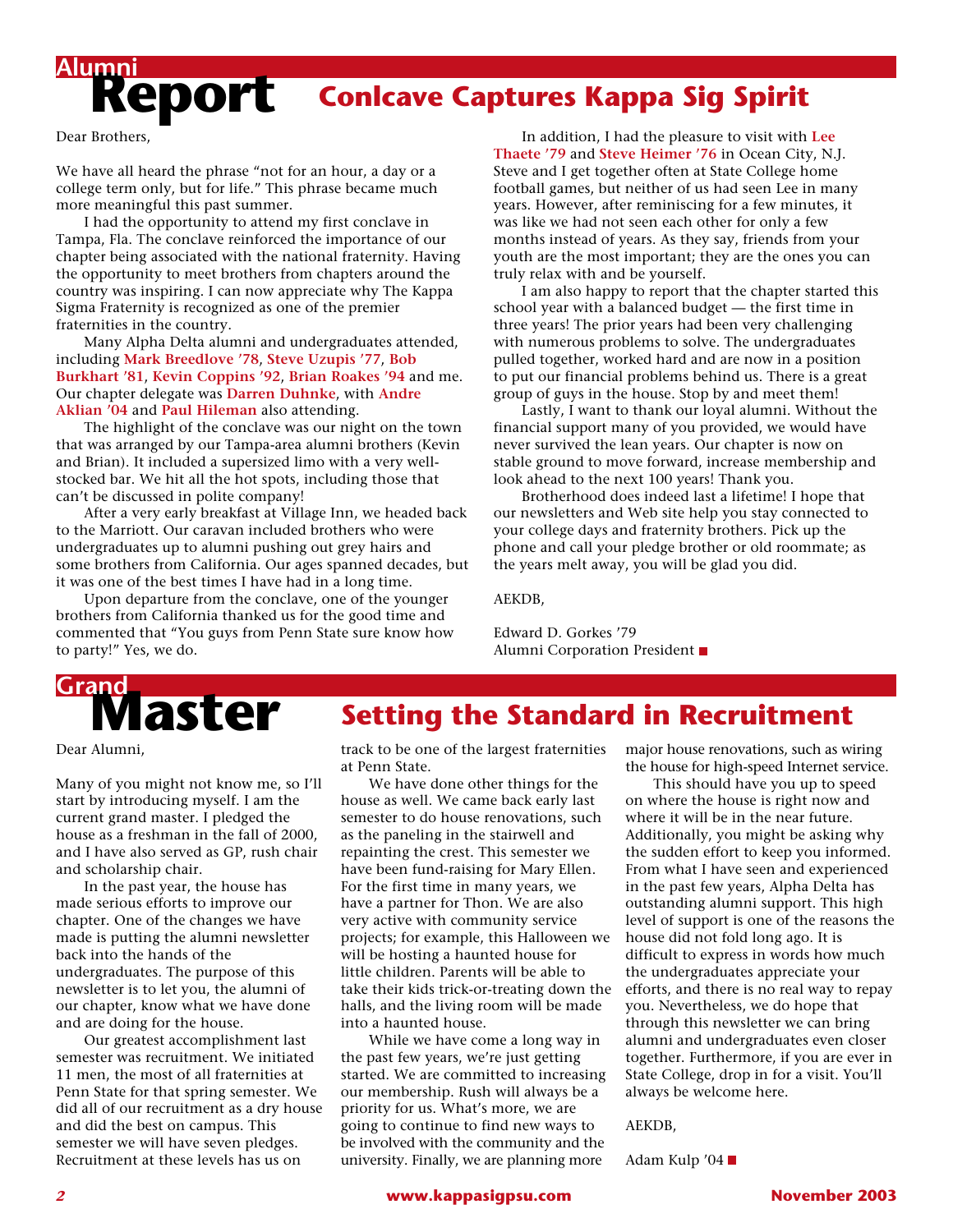# Alumni Report

## Conlcave Captures Kappa Sig Spirit

Dear Brothers,

We have all heard the phrase “not for an hour, a day or a college term only, but for life.” This phrase became much more meaningful this past summer.

I had the opportunity to attend my first conclave in Tampa, Fla. The conclave reinforced the importance of our chapter being associated with the national fraternity. Having the opportunity to meet brothers from chapters around the country was inspiring. I can now appreciate why The Kappa Sigma Fraternity is recognized as one of the premier fraternities in the country.

Many Alpha Delta alumni and undergraduates attended, including **Mark Breedlove ’78**, **Steve Uzupis ’77**, **Bob Burkhart ’81**, **Kevin Coppins ’92**, **Brian Roakes ’94** and me. Our chapter delegate was **Darren Duhnke**, with **Andre Aklian ’04** and **Paul Hileman** also attending.

The highlight of the conclave was our night on the town that was arranged by our Tampa-area alumni brothers (Kevin and Brian). It included a supersized limo with a very well-stocked bar. We hit all the hot spots, including those that can’t be discussed in polite company!

After a very early breakfast at Village Inn, we headed back to the Marriott. Our caravan included brothers who were undergraduates up to alumni pushing out grey hairs and some brothers from California. Our ages spanned decades, but it was one of the best times I have had in a long time.

Upon departure from the conclave, one of the younger brothers from California thanked us for the good time and commented that “You guys from Penn State sure know how to party!” Yes, we do.

In addition, I had the pleasure to visit with **Lee Thaete ’79** and **Steve Heimer ’76** in Ocean City, N.J. Steve and I get together often at State College home football games, but neither of us had seen Lee in many years. However, after reminiscing for a few minutes, it was like we had not seen each other for only a few months instead of years. As they say, friends from your youth are the most important; they are the ones you can truly relax with and be yourself.

I am also happy to report that the chapter started this school year with a balanced budget — the first time in three years! The prior years had been very challenging with numerous problems to solve. The undergraduates pulled together, worked hard and are now in a position to put our financial problems behind us. There is a great group of guys in the house. Stop by and meet them!

Lastly, I want to thank our loyal alumni. Without the financial support many of you provided, we would have never survived the lean years. Our chapter is now on stable ground to move forward, increase membership and look ahead to the next 100 years! Thank you.

Brotherhood does indeed last a lifetime! I hope that our newsletters and Web site help you stay connected to your college days and fraternity brothers. Pick up the phone and call your pledge brother or old roommate; as the years melt away, you will be glad you did.

AEKDB,

Edward D. Gorkes ’79
Alumni Corporation President ■

# Grand Master

## Setting the Standard in Recruitment

Dear Alumni,

Many of you might not know me, so I’ll start by introducing myself. I am the current grand master. I pledged the house as a freshman in the fall of 2000, and I have also served as GP, rush chair and scholarship chair.

In the past year, the house has made serious efforts to improve our chapter. One of the changes we have made is putting the alumni newsletter back into the hands of the undergraduates. The purpose of this newsletter is to let you, the alumni of our chapter, know what we have done and are doing for the house.

Our greatest accomplishment last semester was recruitment. We initiated 11 men, the most of all fraternities at Penn State for that spring semester. We did all of our recruitment as a dry house and did the best on campus. This semester we will have seven pledges. Recruitment at these levels has us on track to be one of the largest fraternities at Penn State.

We have done other things for the house as well. We came back early last semester to do house renovations, such as the paneling in the stairwell and repainting the crest. This semester we have been fund-raising for Mary Ellen. For the first time in many years, we have a partner for Thon. We are also very active with community service projects; for example, this Halloween we will be hosting a haunted house for little children. Parents will be able to take their kids trick-or-treating down the halls, and the living room will be made into a haunted house.

While we have come a long way in the past few years, we’re just getting started. We are committed to increasing our membership. Rush will always be a priority for us. What’s more, we are going to continue to find new ways to be involved with the community and the university. Finally, we are planning more major house renovations, such as wiring the house for high-speed Internet service.

This should have you up to speed on where the house is right now and where it will be in the near future. Additionally, you might be asking why the sudden effort to keep you informed. From what I have seen and experienced in the past few years, Alpha Delta has outstanding alumni support. This high level of support is one of the reasons the house did not fold long ago. It is difficult to express in words how much the undergraduates appreciate your efforts, and there is no real way to repay you. Nevertheless, we do hope that through this newsletter we can bring alumni and undergraduates even closer together. Furthermore, if you are ever in State College, drop in for a visit. You’ll always be welcome here.

AEKDB,

Adam Kulp ’04 ■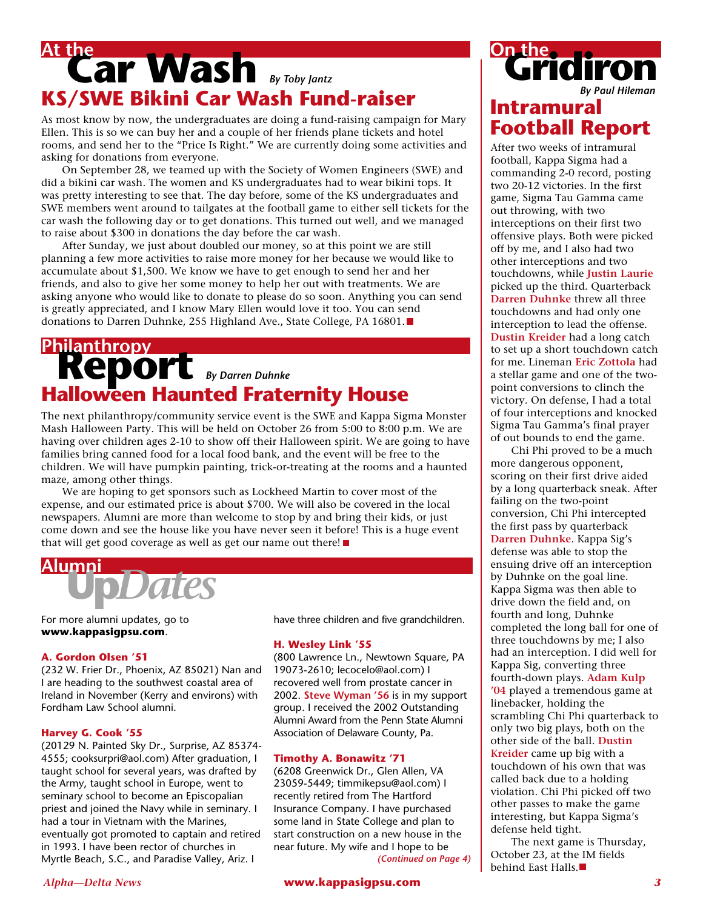# At the Car Wash

*By Toby Jantz*

## KS/SWE Bikini Car Wash Fund-raiser

As most know by now, the undergraduates are doing a fund-raising campaign for Mary Ellen. This is so we can buy her and a couple of her friends plane tickets and hotel rooms, and send her to the "Price Is Right." We are currently doing some activities and asking for donations from everyone.

On September 28, we teamed up with the Society of Women Engineers (SWE) and did a bikini car wash. The women and KS undergraduates had to wear bikini tops. It was pretty interesting to see that. The day before, some of the KS undergraduates and SWE members went around to tailgates at the football game to either sell tickets for the car wash the following day or to get donations. This turned out well, and we managed to raise about $300 in donations the day before the car wash.

After Sunday, we just about doubled our money, so at this point we are still planning a few more activities to raise more money for her because we would like to accumulate about $1,500. We know we have to get enough to send her and her friends, and also to give her some money to help her out with treatments. We are asking anyone who would like to donate to please do so soon. Anything you can send is greatly appreciated, and I know Mary Ellen would love it too. You can send donations to Darren Duhnke, 255 Highland Ave., State College, PA 16801. ■

# Philanthropy Report

*By Darren Duhnke*

## Halloween Haunted Fraternity House

The next philanthropy/community service event is the SWE and Kappa Sigma Monster Mash Halloween Party. This will be held on October 26 from 5:00 to 8:00 p.m. We are having over children ages 2-10 to show off their Halloween spirit. We are going to have families bring canned food for a local food bank, and the event will be free to the children. We will have pumpkin painting, trick-or-treating at the rooms and a haunted maze, among other things.

We are hoping to get sponsors such as Lockheed Martin to cover most of the expense, and our estimated price is about $700. We will also be covered in the local newspapers. Alumni are more than welcome to stop by and bring their kids, or just come down and see the house like you have never seen it before! This is a huge event that will get good coverage as well as get our name out there! ■

# Alumni UpDates

For more alumni updates, go to **www.kappasigpsu.com**.

**A. Gordon Olsen '51**
(232 W. Frier Dr., Phoenix, AZ 85021) Nan and I are heading to the southwest coastal area of Ireland in November (Kerry and environs) with Fordham Law School alumni.

**Harvey G. Cook '55**
(20129 N. Painted Sky Dr., Surprise, AZ 85374-4555; cooksurpri@aol.com) After graduation, I taught school for several years, was drafted by the Army, taught school in Europe, went to seminary school to become an Episcopalian priest and joined the Navy while in seminary. I had a tour in Vietnam with the Marines, eventually got promoted to captain and retired in 1993. I have been rector of churches in Myrtle Beach, S.C., and Paradise Valley, Ariz. I have three children and five grandchildren.

**H. Wesley Link '55**
(800 Lawrence Ln., Newtown Square, PA 19073-2610; lecocelo@aol.com) I recovered well from prostate cancer in 2002. **Steve Wyman '56** is in my support group. I received the 2002 Outstanding Alumni Award from the Penn State Alumni Association of Delaware County, Pa.

**Timothy A. Bonawitz '71**
(6208 Greenwick Dr., Glen Allen, VA 23059-5449; timmikepsu@aol.com) I recently retired from The Hartford Insurance Company. I have purchased some land in State College and plan to start construction on a new house in the near future. My wife and I hope to be

*(Continued on Page 4)*

# On the Gridiron

*By Paul Hileman*

## Intramural Football Report

After two weeks of intramural football, Kappa Sigma had a commanding 2-0 record, posting two 20-12 victories. In the first game, Sigma Tau Gamma came out throwing, with two interceptions on their first two offensive plays. Both were picked off by me, and I also had two other interceptions and two touchdowns, while **Justin Laurie** picked up the third. Quarterback **Darren Duhnke** threw all three touchdowns and had only one interception to lead the offense. **Dustin Kreider** had a long catch to set up a short touchdown catch for me. Lineman **Eric Zottola** had a stellar game and one of the two-point conversions to clinch the victory. On defense, I had a total of four interceptions and knocked Sigma Tau Gamma's final prayer of out bounds to end the game.

Chi Phi proved to be a much more dangerous opponent, scoring on their first drive aided by a long quarterback sneak. After failing on the two-point conversion, Chi Phi intercepted the first pass by quarterback **Darren Duhnke**. Kappa Sig's defense was able to stop the ensuing drive off an interception by Duhnke on the goal line. Kappa Sigma was then able to drive down the field and, on fourth and long, Duhnke completed the long ball for one of three touchdowns by me; I also had an interception. I did well for Kappa Sig, converting three fourth-down plays. **Adam Kulp '04** played a tremendous game at linebacker, holding the scrambling Chi Phi quarterback to only two big plays, both on the other side of the ball. **Dustin Kreider** came up big with a touchdown of his own that was called back due to a holding violation. Chi Phi picked off two other passes to make the game interesting, but Kappa Sigma's defense held tight.

The next game is Thursday, October 23, at the IM fields behind East Halls. ■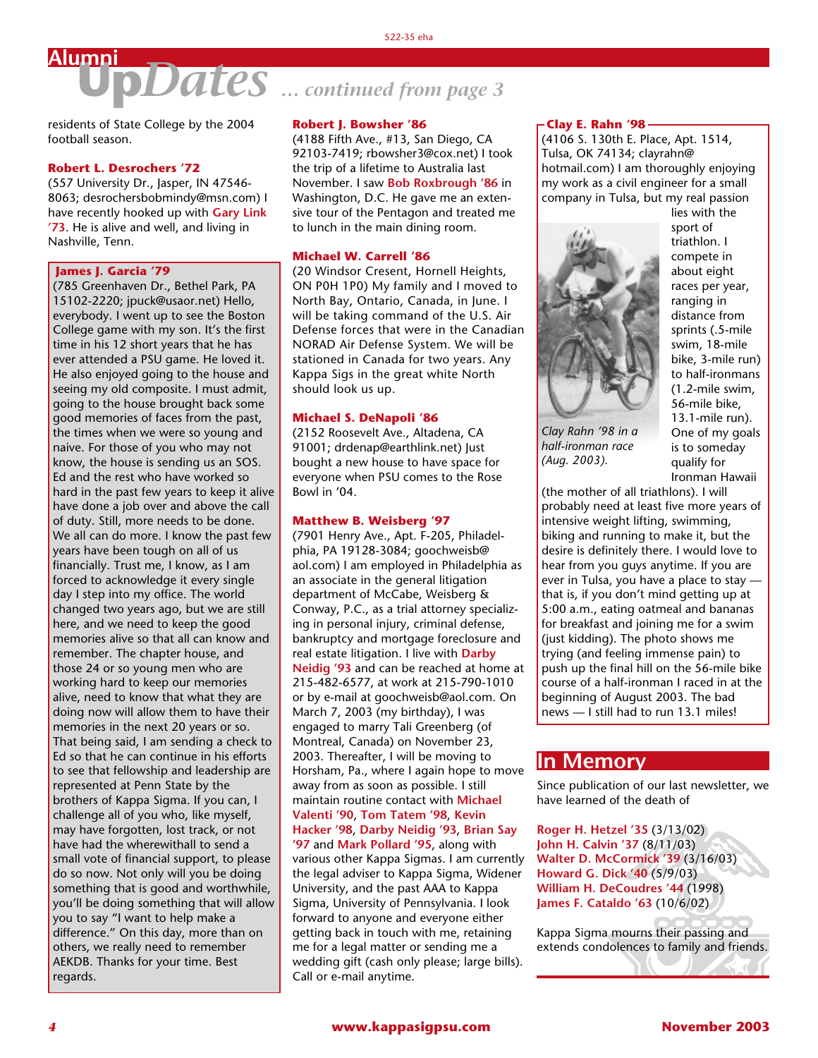# Alumni UpDates ... continued from page 3

residents of State College by the 2004 football season.

**Robert L. Desrochers '72**
(557 University Dr., Jasper, IN 47546-8063; desrochersbobmindy@msn.com) I have recently hooked up with **Gary Link '73**. He is alive and well, and living in Nashville, Tenn.

**James J. Garcia '79**
(785 Greenhaven Dr., Bethel Park, PA 15102-2220; jpuck@usaor.net) Hello, everybody. I went up to see the Boston College game with my son. It's the first time in his 12 short years that he has ever attended a PSU game. He loved it. He also enjoyed going to the house and seeing my old composite. I must admit, going to the house brought back some good memories of faces from the past, the times when we were so young and naive. For those of you who may not know, the house is sending us an SOS. Ed and the rest who have worked so hard in the past few years to keep it alive have done a job over and above the call of duty. Still, more needs to be done. We all can do more. I know the past few years have been tough on all of us financially. Trust me, I know, as I am forced to acknowledge it every single day I step into my office. The world changed two years ago, but we are still here, and we need to keep the good memories alive so that all can know and remember. The chapter house, and those 24 or so young men who are working hard to keep our memories alive, need to know that what they are doing now will allow them to have their memories in the next 20 years or so. That being said, I am sending a check to Ed so that he can continue in his efforts to see that fellowship and leadership are represented at Penn State by the brothers of Kappa Sigma. If you can, I challenge all of you who, like myself, may have forgotten, lost track, or not have had the wherewithall to send a small vote of financial support, to please do so now. Not only will you be doing something that is good and worthwhile, you'll be doing something that will allow you to say "I want to help make a difference." On this day, more than on others, we really need to remember AEKDB. Thanks for your time. Best regards.

**Robert J. Bowsher '86**
(4188 Fifth Ave., #13, San Diego, CA 92103-7419; rbowsher3@cox.net) I took the trip of a lifetime to Australia last November. I saw **Bob Roxbrough '86** in Washington, D.C. He gave me an extensive tour of the Pentagon and treated me to lunch in the main dining room.

**Michael W. Carrell '86**
(20 Windsor Cresent, Hornell Heights, ON P0H 1P0) My family and I moved to North Bay, Ontario, Canada, in June. I will be taking command of the U.S. Air Defense forces that were in the Canadian NORAD Air Defense System. We will be stationed in Canada for two years. Any Kappa Sigs in the great white North should look us up.

**Michael S. DeNapoli '86**
(2152 Roosevelt Ave., Altadena, CA 91001; drdenap@earthlink.net) Just bought a new house to have space for everyone when PSU comes to the Rose Bowl in '04.

**Matthew B. Weisberg '97**
(7901 Henry Ave., Apt. F-205, Philadelphia, PA 19128-3084; goochweisb@aol.com) I am employed in Philadelphia as an associate in the general litigation department of McCabe, Weisberg & Conway, P.C., as a trial attorney specializing in personal injury, criminal defense, bankruptcy and mortgage foreclosure and real estate litigation. I live with **Darby Neidig '93** and can be reached at home at 215-482-6577, at work at 215-790-1010 or by e-mail at goochweisb@aol.com. On March 7, 2003 (my birthday), I was engaged to marry Tali Greenberg (of Montreal, Canada) on November 23, 2003. Thereafter, I will be moving to Horsham, Pa., where I again hope to move away from as soon as possible. I still maintain routine contact with **Michael Valenti '90**, **Tom Tatem '98**, **Kevin Hacker '98**, **Darby Neidig '93**, **Brian Say '97** and **Mark Pollard '95**, along with various other Kappa Sigmas. I am currently the legal adviser to Kappa Sigma, Widener University, and the past AAA to Kappa Sigma, University of Pennsylvania. I look forward to anyone and everyone either getting back in touch with me, retaining me for a legal matter or sending me a wedding gift (cash only please; large bills). Call or e-mail anytime.

**Clay E. Rahn '98**
(4106 S. 130th E. Place, Apt. 1514, Tulsa, OK 74134; clayrahn@hotmail.com) I am thoroughly enjoying my work as a civil engineer for a small company in Tulsa, but my real passion lies with the sport of triathlon. I compete in about eight races per year, ranging in distance from sprints (.5-mile swim, 18-mile bike, 3-mile run) to half-ironmans (1.2-mile swim, 56-mile bike, 13.1-mile run). One of my goals is to someday qualify for Ironman Hawaii (the mother of all triathlons). I will probably need at least five more years of intensive weight lifting, swimming, biking and running to make it, but the desire is definitely there. I would love to hear from you guys anytime. If you are ever in Tulsa, you have a place to stay — that is, if you don't mind getting up at 5:00 a.m., eating oatmeal and bananas for breakfast and joining me for a swim (just kidding). The photo shows me trying (and feeling immense pain) to push up the final hill on the 56-mile bike course of a half-ironman I raced in at the beginning of August 2003. The bad news — I still had to run 13.1 miles!

*Clay Rahn '98 in a half-ironman race (Aug. 2003).*

## In Memory

Since publication of our last newsletter, we have learned of the death of

**Roger H. Hetzel '35** (3/13/02)
**John H. Calvin '37** (8/11/03)
**Walter D. McCormick '39** (3/16/03)
**Howard G. Dick '40** (5/9/03)
**William H. DeCoudres '44** (1998)
**James F. Cataldo '63** (10/6/02)

Kappa Sigma mourns their passing and extends condolences to family and friends.